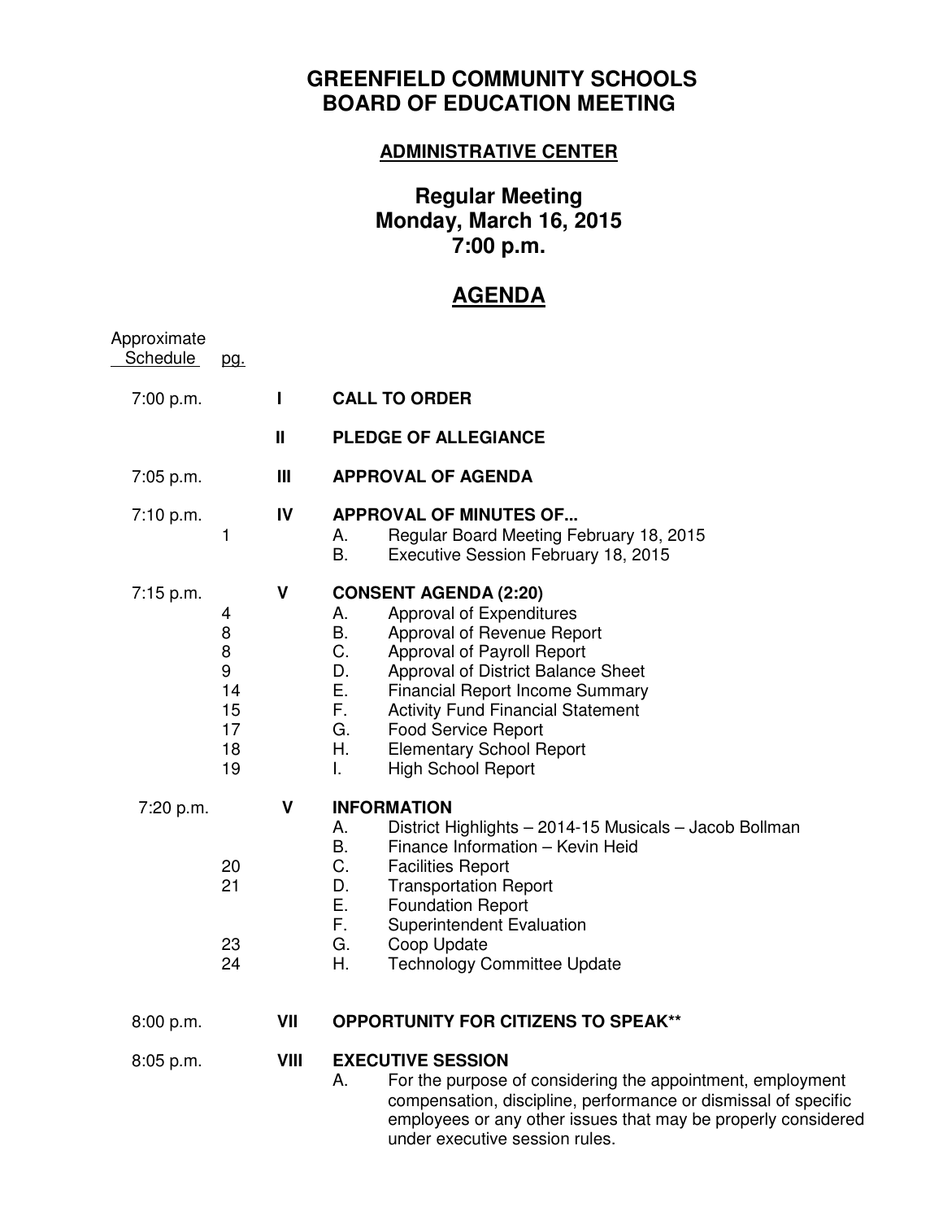# GREENFIELD COMMUNITY SCHOOLS
# BOARD OF EDUCATION MEETING

**ADMINISTRATIVE CENTER**

## Regular Meeting
## Monday, March 16, 2015
## 7:00 p.m.

## AGENDA

| Approximate Schedule | pg. | | |
|---|---|---|---|
| 7:00 p.m. | | **I** | **CALL TO ORDER** |
| | | **II** | **PLEDGE OF ALLEGIANCE** |
| 7:05 p.m. | | **III** | **APPROVAL OF AGENDA** |
| 7:10 p.m. | | **IV** | **APPROVAL OF MINUTES OF...** |
| | 1 | | A. Regular Board Meeting February 18, 2015 |
| | | | B. Executive Session February 18, 2015 |
| 7:15 p.m. | | **V** | **CONSENT AGENDA (2:20)** |
| | 4 | | A. Approval of Expenditures |
| | 8 | | B. Approval of Revenue Report |
| | 8 | | C. Approval of Payroll Report |
| | 9 | | D. Approval of District Balance Sheet |
| | 14 | | E. Financial Report Income Summary |
| | 15 | | F. Activity Fund Financial Statement |
| | 17 | | G. Food Service Report |
| | 18 | | H. Elementary School Report |
| | 19 | | I. High School Report |
| 7:20 p.m. | | **V** | **INFORMATION** |
| | | | A. District Highlights – 2014-15 Musicals – Jacob Bollman |
| | | | B. Finance Information – Kevin Heid |
| | 20 | | C. Facilities Report |
| | 21 | | D. Transportation Report |
| | | | E. Foundation Report |
| | | | F. Superintendent Evaluation |
| | 23 | | G. Coop Update |
| | 24 | | H. Technology Committee Update |
| 8:00 p.m. | | **VII** | **OPPORTUNITY FOR CITIZENS TO SPEAK**** |
| 8:05 p.m. | | **VIII** | **EXECUTIVE SESSION** |
| | | | A. For the purpose of considering the appointment, employment compensation, discipline, performance or dismissal of specific employees or any other issues that may be properly considered under executive session rules. |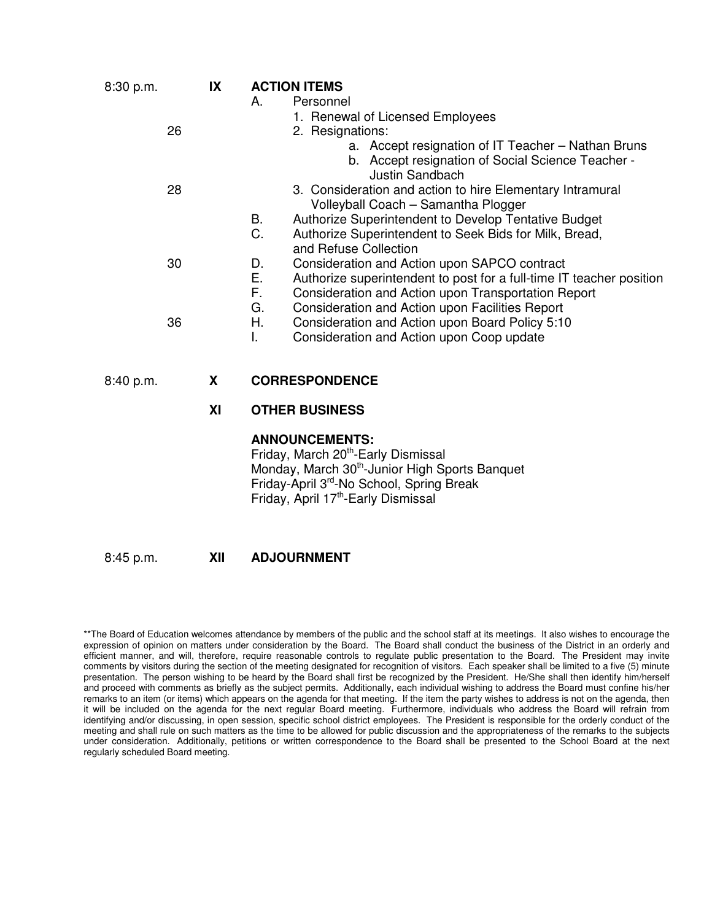8:30 p.m. **IX ACTION ITEMS**

A. Personnel

1. Renewal of Licensed Employees

26 2. Resignations:

   a. Accept resignation of IT Teacher – Nathan Bruns

   b. Accept resignation of Social Science Teacher - Justin Sandbach

28 3. Consideration and action to hire Elementary Intramural Volleyball Coach – Samantha Plogger

B. Authorize Superintendent to Develop Tentative Budget

C. Authorize Superintendent to Seek Bids for Milk, Bread, and Refuse Collection

30 D. Consideration and Action upon SAPCO contract

E. Authorize superintendent to post for a full-time IT teacher position

F. Consideration and Action upon Transportation Report

G. Consideration and Action upon Facilities Report

36 H. Consideration and Action upon Board Policy 5:10

I. Consideration and Action upon Coop update

8:40 p.m. **X CORRESPONDENCE**

**XI OTHER BUSINESS**

**ANNOUNCEMENTS:**

Friday, March 20th-Early Dismissal
Monday, March 30th-Junior High Sports Banquet
Friday-April 3rd-No School, Spring Break
Friday, April 17th-Early Dismissal

8:45 p.m. **XII ADJOURNMENT**

**The Board of Education welcomes attendance by members of the public and the school staff at its meetings. It also wishes to encourage the expression of opinion on matters under consideration by the Board. The Board shall conduct the business of the District in an orderly and efficient manner, and will, therefore, require reasonable controls to regulate public presentation to the Board. The President may invite comments by visitors during the section of the meeting designated for recognition of visitors. Each speaker shall be limited to a five (5) minute presentation. The person wishing to be heard by the Board shall first be recognized by the President. He/She shall then identify him/herself and proceed with comments as briefly as the subject permits. Additionally, each individual wishing to address the Board must confine his/her remarks to an item (or items) which appears on the agenda for that meeting. If the item the party wishes to address is not on the agenda, then it will be included on the agenda for the next regular Board meeting. Furthermore, individuals who address the Board will refrain from identifying and/or discussing, in open session, specific school district employees. The President is responsible for the orderly conduct of the meeting and shall rule on such matters as the time to be allowed for public discussion and the appropriateness of the remarks to the subjects under consideration. Additionally, petitions or written correspondence to the Board shall be presented to the School Board at the next regularly scheduled Board meeting.